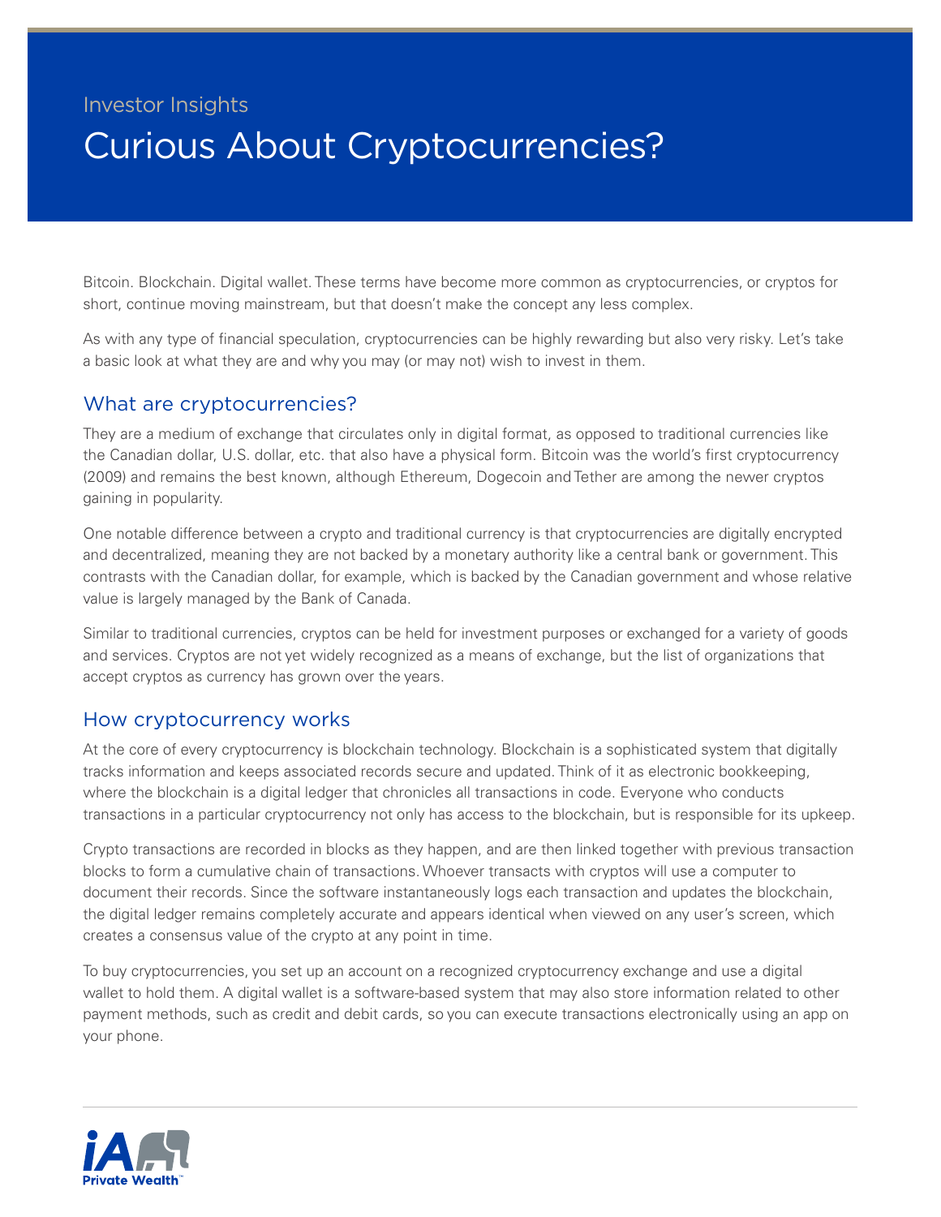Investor Insights

# Curious About Cryptocurrencies?

Bitcoin. Blockchain. Digital wallet. These terms have become more common as cryptocurrencies, or cryptos for short, continue moving mainstream, but that doesn't make the concept any less complex.

As with any type of financial speculation, cryptocurrencies can be highly rewarding but also very risky. Let's take a basic look at what they are and why you may (or may not) wish to invest in them.

## What are cryptocurrencies?

They are a medium of exchange that circulates only in digital format, as opposed to traditional currencies like the Canadian dollar, U.S. dollar, etc. that also have a physical form. Bitcoin was the world's first cryptocurrency (2009) and remains the best known, although Ethereum, Dogecoin and Tether are among the newer cryptos gaining in popularity.

One notable difference between a crypto and traditional currency is that cryptocurrencies are digitally encrypted and decentralized, meaning they are not backed by a monetary authority like a central bank or government. This contrasts with the Canadian dollar, for example, which is backed by the Canadian government and whose relative value is largely managed by the Bank of Canada.

Similar to traditional currencies, cryptos can be held for investment purposes or exchanged for a variety of goods and services. Cryptos are not yet widely recognized as a means of exchange, but the list of organizations that accept cryptos as currency has grown over the years.

## How cryptocurrency works

At the core of every cryptocurrency is blockchain technology. Blockchain is a sophisticated system that digitally tracks information and keeps associated records secure and updated. Think of it as electronic bookkeeping, where the blockchain is a digital ledger that chronicles all transactions in code. Everyone who conducts transactions in a particular cryptocurrency not only has access to the blockchain, but is responsible for its upkeep.

Crypto transactions are recorded in blocks as they happen, and are then linked together with previous transaction blocks to form a cumulative chain of transactions. Whoever transacts with cryptos will use a computer to document their records. Since the software instantaneously logs each transaction and updates the blockchain, the digital ledger remains completely accurate and appears identical when viewed on any user's screen, which creates a consensus value of the crypto at any point in time.

To buy cryptocurrencies, you set up an account on a recognized cryptocurrency exchange and use a digital wallet to hold them. A digital wallet is a software-based system that may also store information related to other payment methods, such as credit and debit cards, so you can execute transactions electronically using an app on your phone.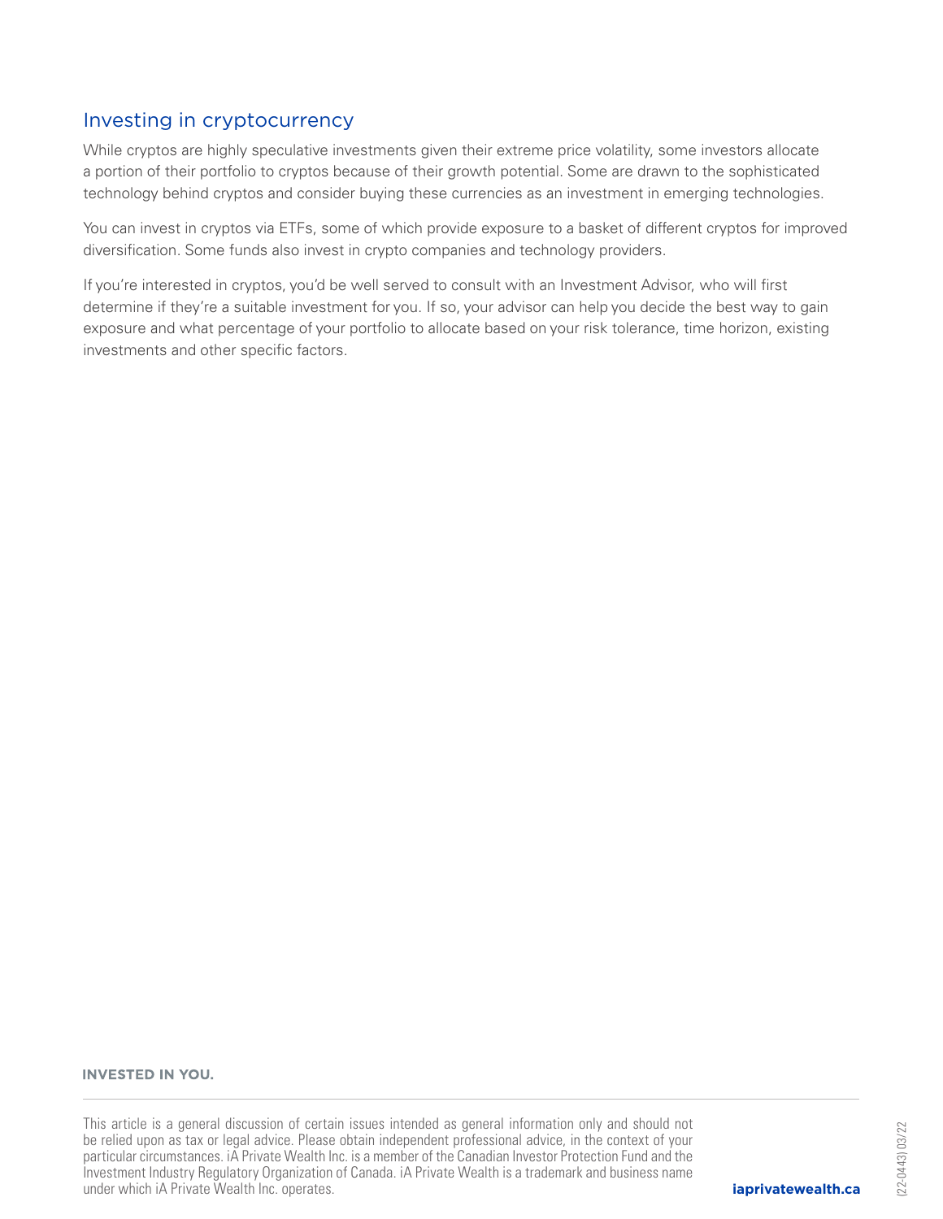## Investing in cryptocurrency

While cryptos are highly speculative investments given their extreme price volatility, some investors allocate a portion of their portfolio to cryptos because of their growth potential. Some are drawn to the sophisticated technology behind cryptos and consider buying these currencies as an investment in emerging technologies.

You can invest in cryptos via ETFs, some of which provide exposure to a basket of different cryptos for improved diversification. Some funds also invest in crypto companies and technology providers.

If you're interested in cryptos, you'd be well served to consult with an Investment Advisor, who will first determine if they're a suitable investment for you. If so, your advisor can help you decide the best way to gain exposure and what percentage of your portfolio to allocate based on your risk tolerance, time horizon, existing investments and other specific factors.

**INVESTED IN YOU.**

This article is a general discussion of certain issues intended as general information only and should not be relied upon as tax or legal advice. Please obtain independent professional advice, in the context of your particular circumstances. iA Private Wealth Inc. is a member of the Canadian Investor Protection Fund and the Investment Industry Regulatory Organization of Canada. iA Private Wealth is a trademark and business name under which iA Private Wealth Inc. operates.

**iaprivatewealth.ca**

(22-0443) 03/22